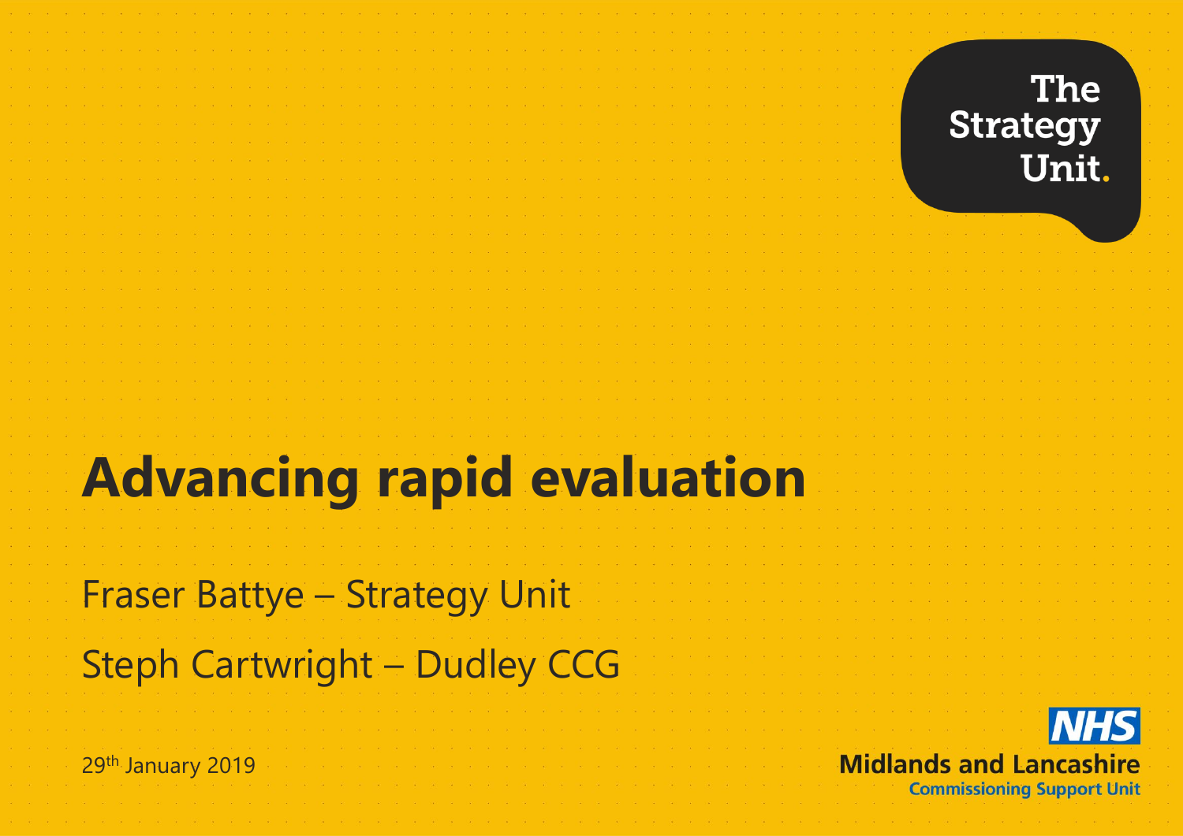The Strategy Unit.

# Advancing rapid evaluation

Fraser Battye – Strategy Unit

Steph Cartwright – Dudley CCG

29th January 2019

NHS
Midlands and Lancashire
Commissioning Support Unit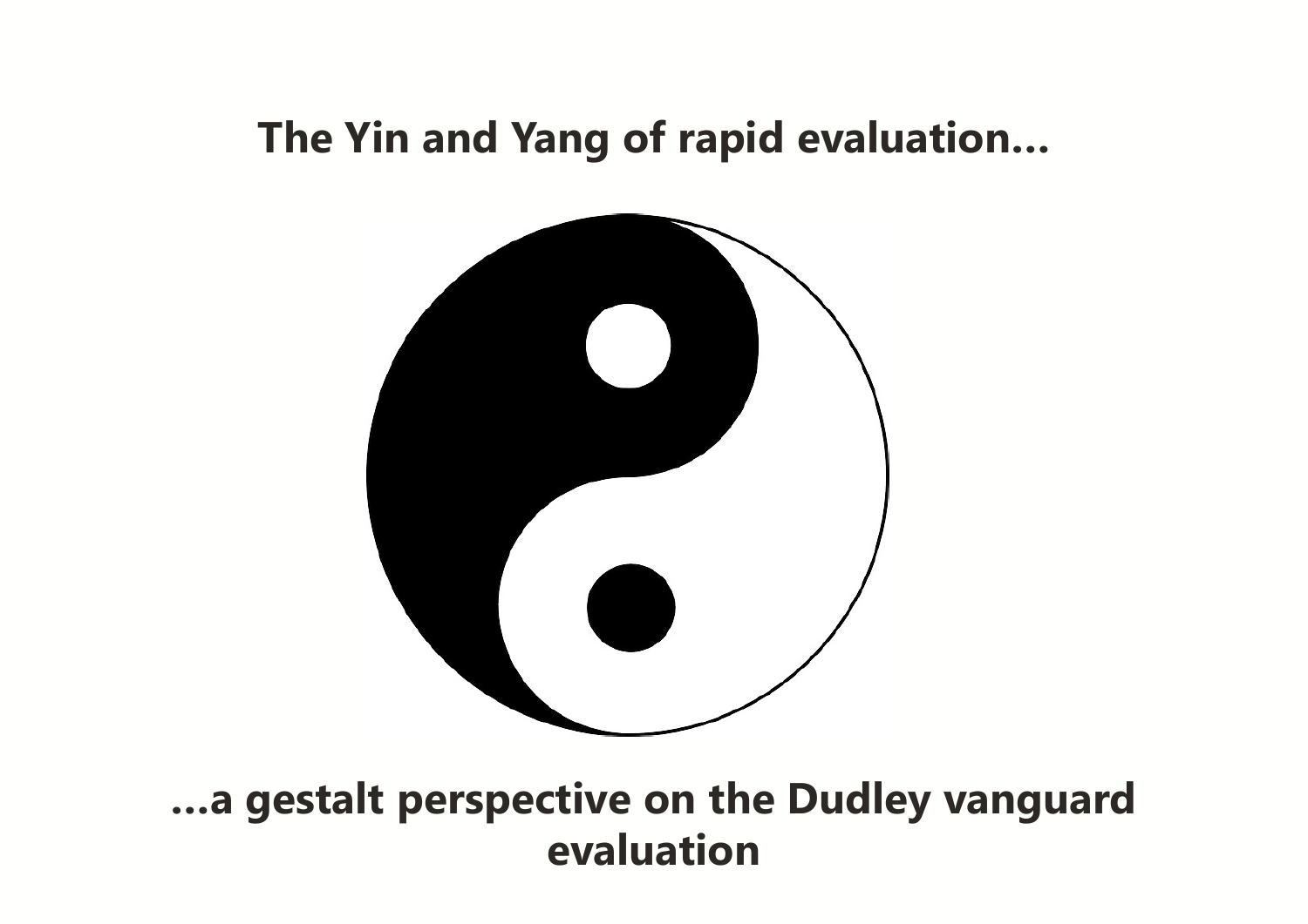**The Yin and Yang of rapid evaluation…**

**…a gestalt perspective on the Dudley vanguard evaluation**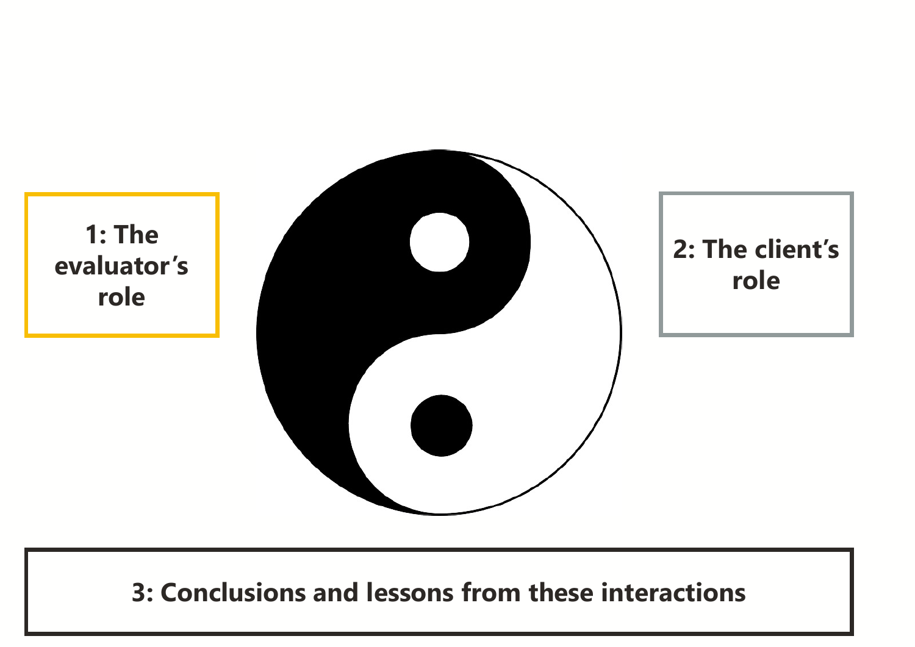1: The evaluator's role

2: The client's role

3: Conclusions and lessons from these interactions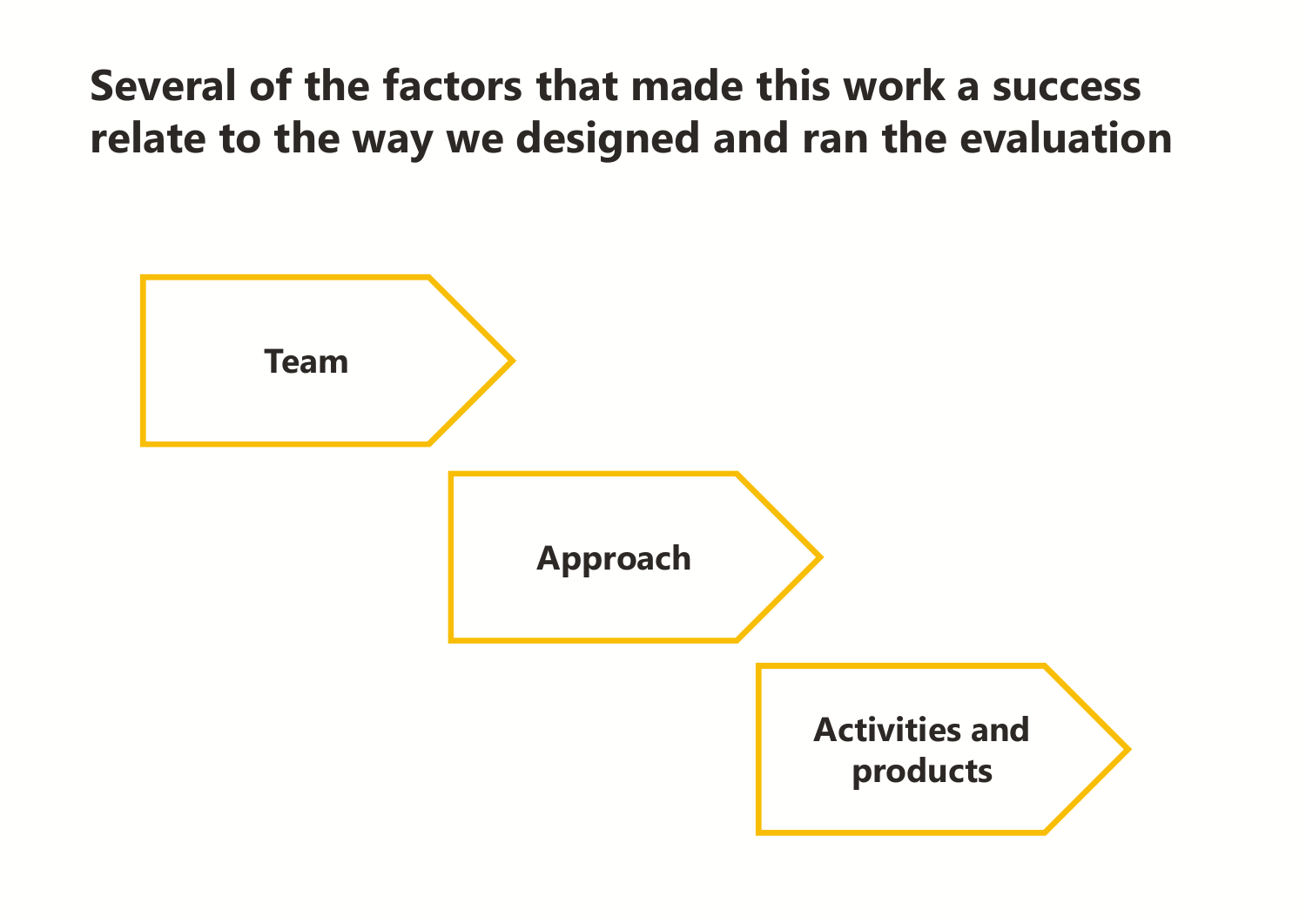# Several of the factors that made this work a success relate to the way we designed and ran the evaluation

**Team**

**Approach**

**Activities and products**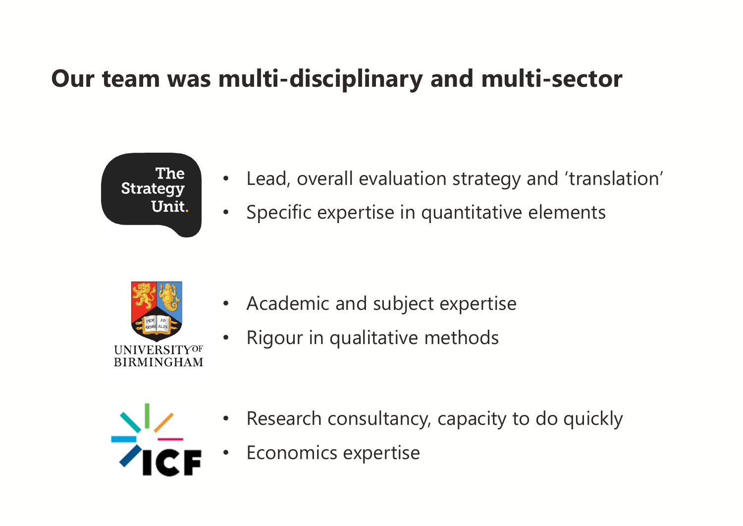# Our team was multi-disciplinary and multi-sector

The Strategy Unit.

- Lead, overall evaluation strategy and 'translation'
- Specific expertise in quantitative elements

UNIVERSITY OF BIRMINGHAM

- Academic and subject expertise
- Rigour in qualitative methods

ICF

- Research consultancy, capacity to do quickly
- Economics expertise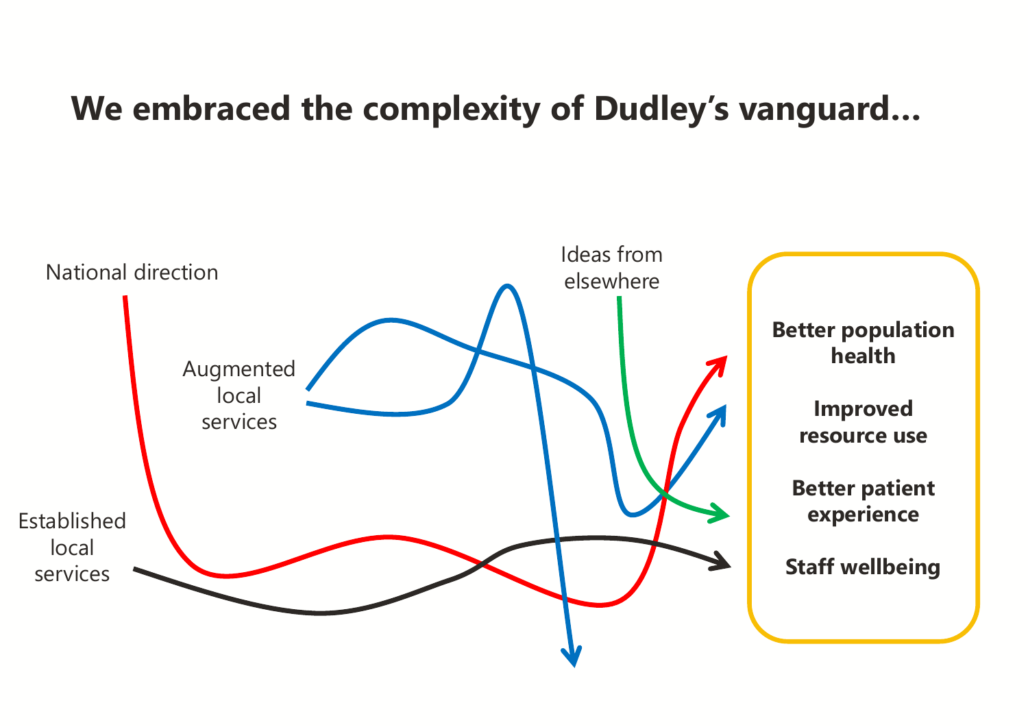# We embraced the complexity of Dudley's vanguard…

National direction

Augmented local services

Ideas from elsewhere

Established local services

**Better population health**

**Improved resource use**

**Better patient experience**

**Staff wellbeing**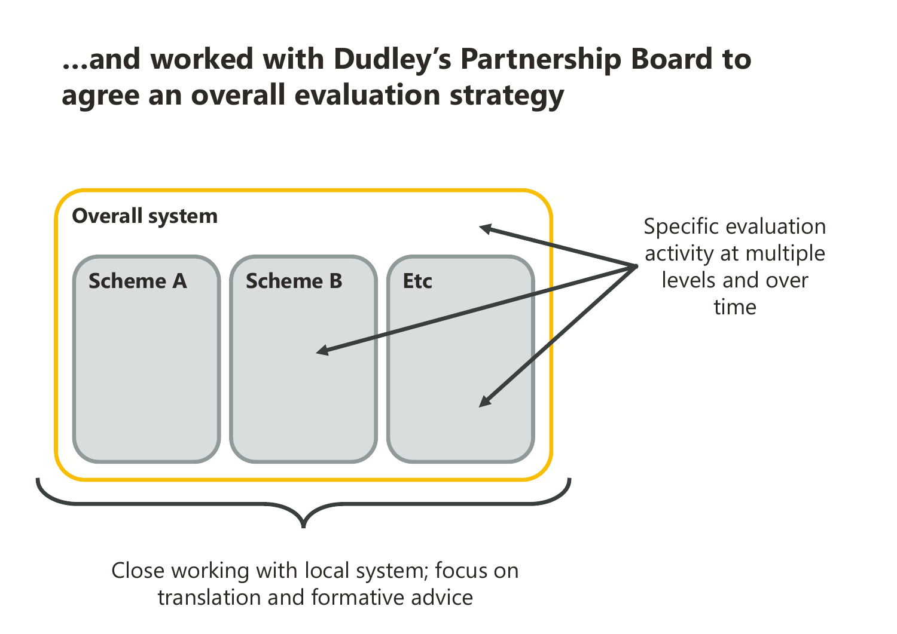# …and worked with Dudley's Partnership Board to agree an overall evaluation strategy

**Overall system**

**Scheme A**

**Scheme B**

**Etc**

Specific evaluation activity at multiple levels and over time

Close working with local system; focus on translation and formative advice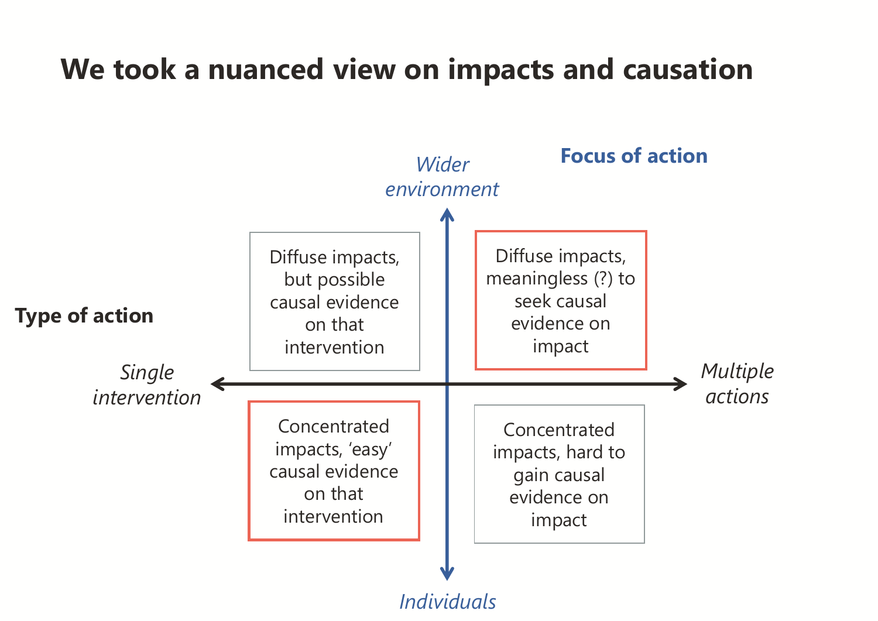# We took a nuanced view on impacts and causation

**Focus of action**

*Wider environment*

**Type of action**

*Single intervention*

*Multiple actions*

*Individuals*

| | Single intervention | Multiple actions |
|---|---|---|
| **Wider environment** | Diffuse impacts, but possible causal evidence on that intervention | Diffuse impacts, meaningless (?) to seek causal evidence on impact |
| **Individuals** | Concentrated impacts, 'easy' causal evidence on that intervention | Concentrated impacts, hard to gain causal evidence on impact |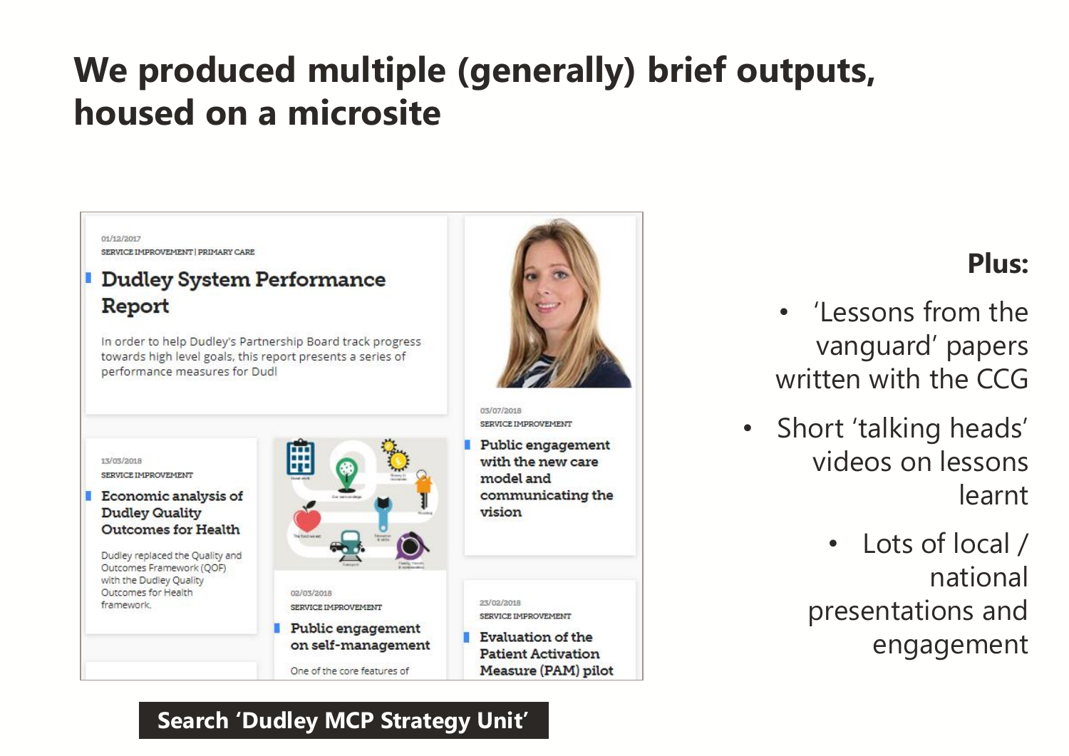# We produced multiple (generally) brief outputs, housed on a microsite

01/12/2017
SERVICE IMPROVEMENT | PRIMARY CARE

**Dudley System Performance Report**

In order to help Dudley's Partnership Board track progress towards high level goals, this report presents a series of performance measures for Dudl

03/07/2018
SERVICE IMPROVEMENT

**Public engagement with the new care model and communicating the vision**

13/03/2018
SERVICE IMPROVEMENT

**Economic analysis of Dudley Quality Outcomes for Health**

Dudley replaced the Quality and Outcomes Framework (QOF) with the Dudley Quality Outcomes for Health framework.

02/03/2018
SERVICE IMPROVEMENT

**Public engagement on self-management**

One of the core features of

23/02/2018
SERVICE IMPROVEMENT

**Evaluation of the Patient Activation Measure (PAM) pilot**

**Search 'Dudley MCP Strategy Unit'**

**Plus:**

- 'Lessons from the vanguard' papers written with the CCG
- Short 'talking heads' videos on lessons learnt
- Lots of local / national presentations and engagement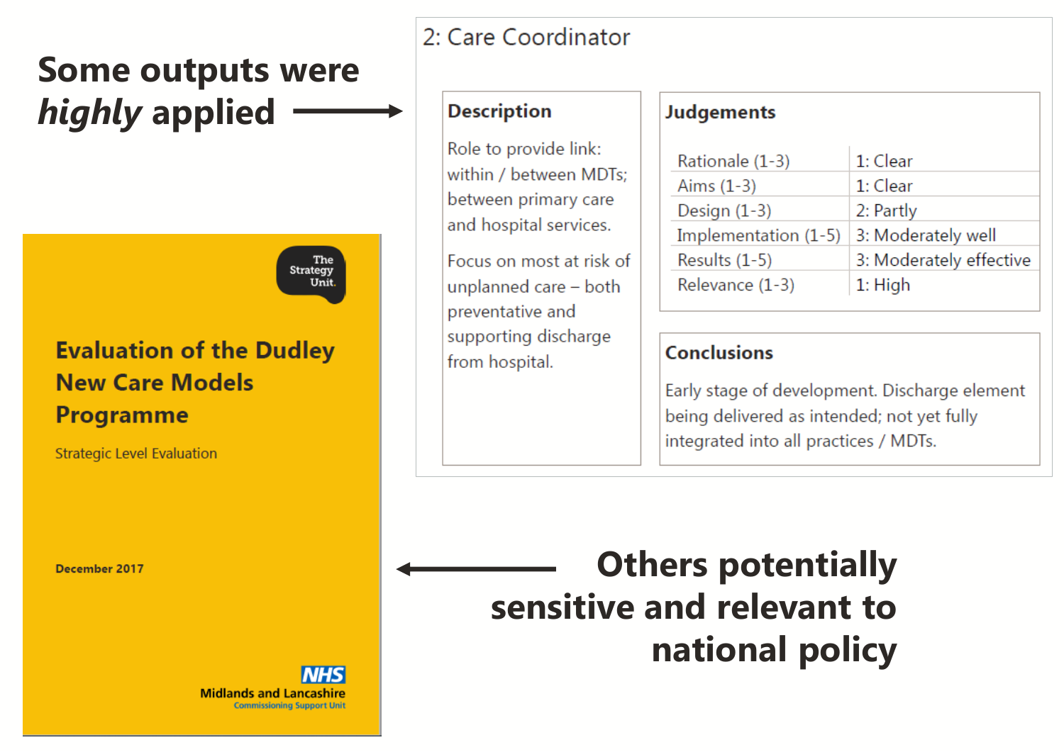**Some outputs were *highly* applied**

## 2: Care Coordinator

### Description

Role to provide link: within / between MDTs; between primary care and hospital services.

Focus on most at risk of unplanned care – both preventative and supporting discharge from hospital.

### Judgements

| | |
|---|---|
| Rationale (1-3) | 1: Clear |
| Aims (1-3) | 1: Clear |
| Design (1-3) | 2: Partly |
| Implementation (1-5) | 3: Moderately well |
| Results (1-5) | 3: Moderately effective |
| Relevance (1-3) | 1: High |

### Conclusions

Early stage of development. Discharge element being delivered as intended; not yet fully integrated into all practices / MDTs.

---

The Strategy Unit.

**Evaluation of the Dudley New Care Models Programme**

Strategic Level Evaluation

**December 2017**

NHS Midlands and Lancashire Commissioning Support Unit

---

**Others potentially sensitive and relevant to national policy**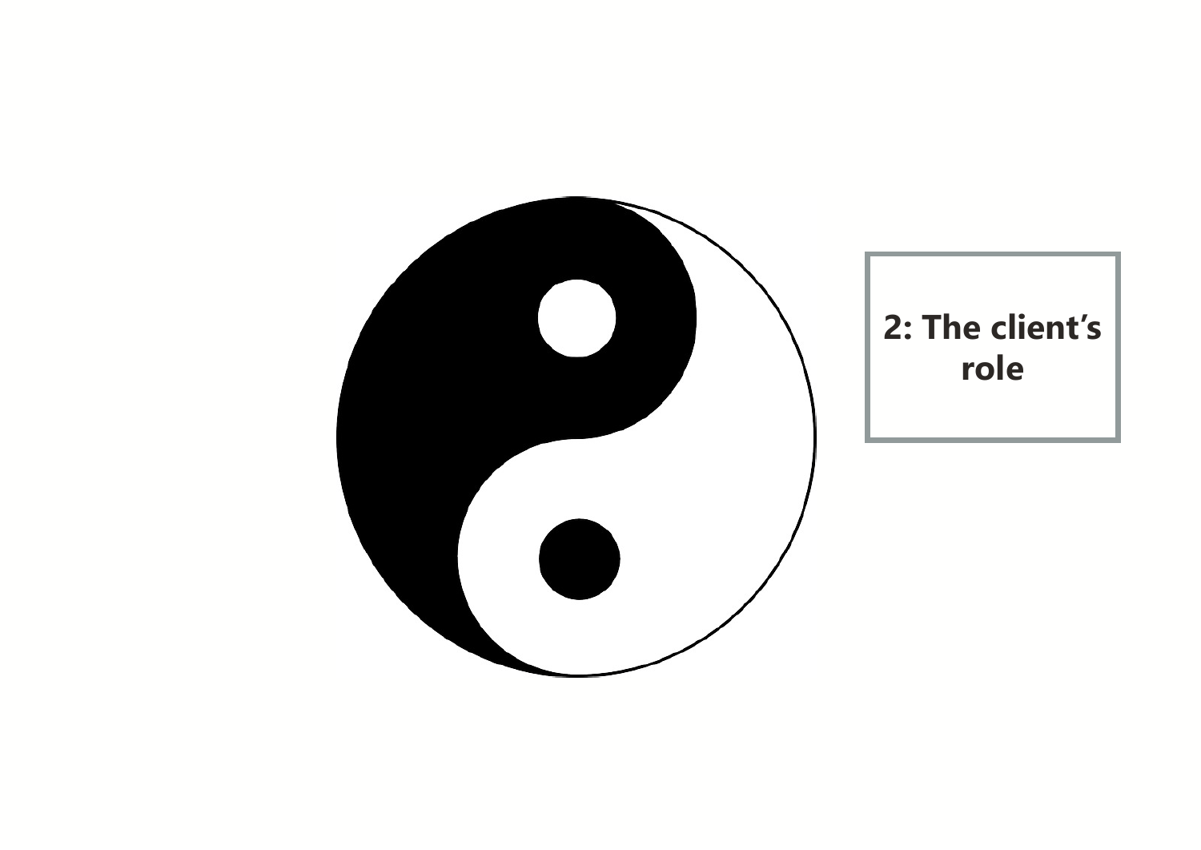## 2: The client's role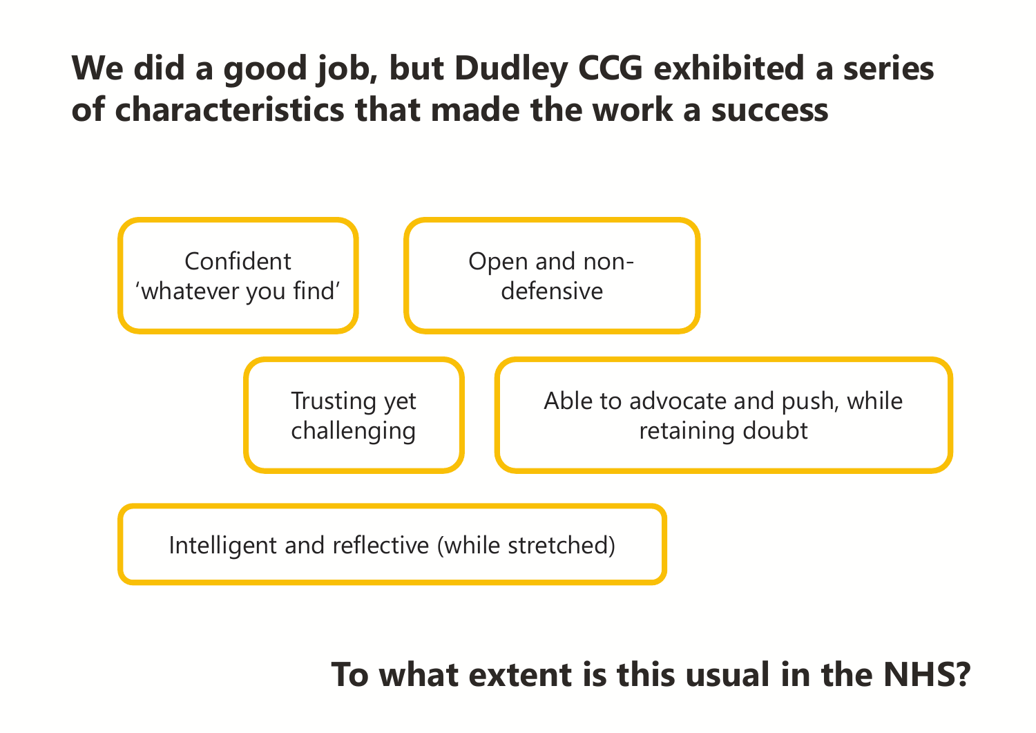# We did a good job, but Dudley CCG exhibited a series of characteristics that made the work a success

- Confident 'whatever you find'
- Open and non-defensive
- Trusting yet challenging
- Able to advocate and push, while retaining doubt
- Intelligent and reflective (while stretched)

**To what extent is this usual in the NHS?**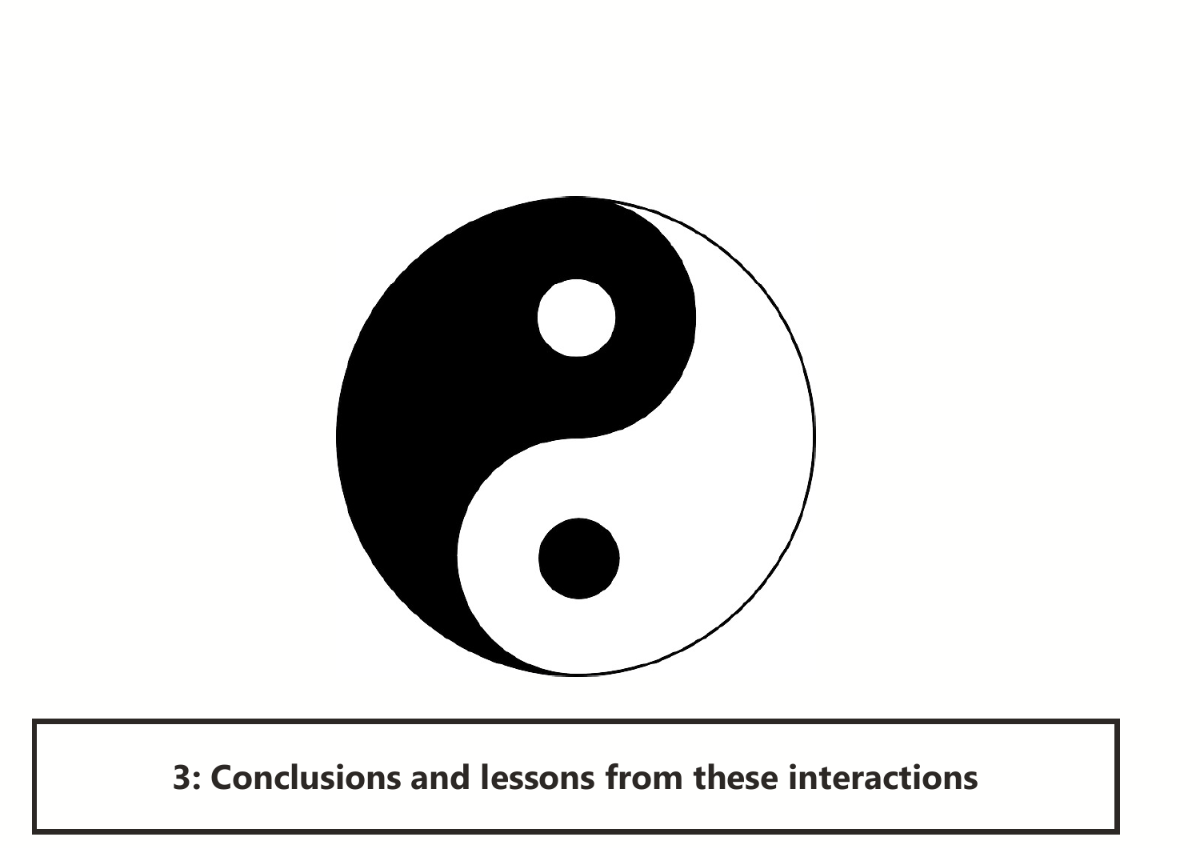**3: Conclusions and lessons from these interactions**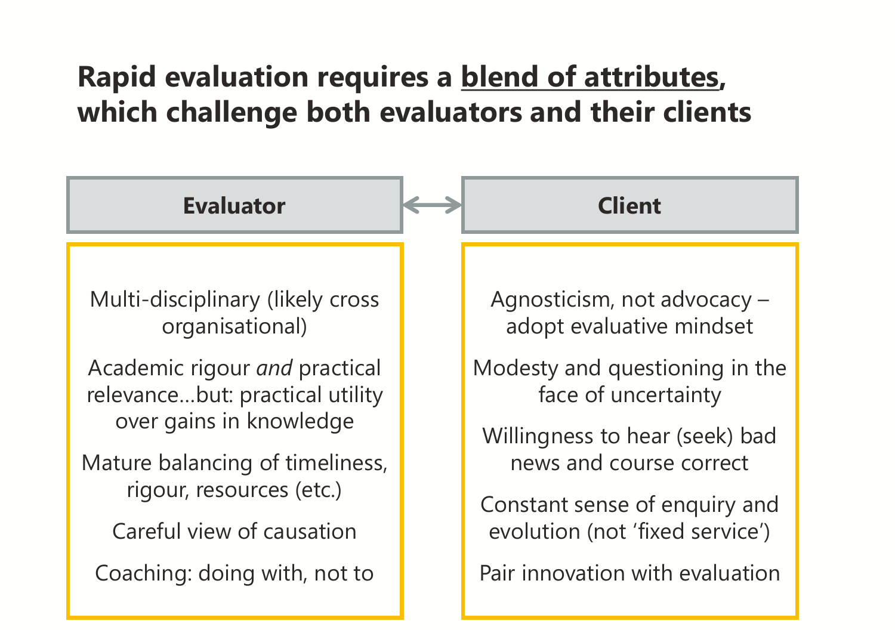# Rapid evaluation requires a <u>blend of attributes</u>, which challenge both evaluators and their clients

| Evaluator | Client |
|---|---|
| Multi-disciplinary (likely cross organisational) | Agnosticism, not advocacy – adopt evaluative mindset |
| Academic rigour *and* practical relevance…but: practical utility over gains in knowledge | Modesty and questioning in the face of uncertainty |
| Mature balancing of timeliness, rigour, resources (etc.) | Willingness to hear (seek) bad news and course correct |
| Careful view of causation | Constant sense of enquiry and evolution (not 'fixed service') |
| Coaching: doing with, not to | Pair innovation with evaluation |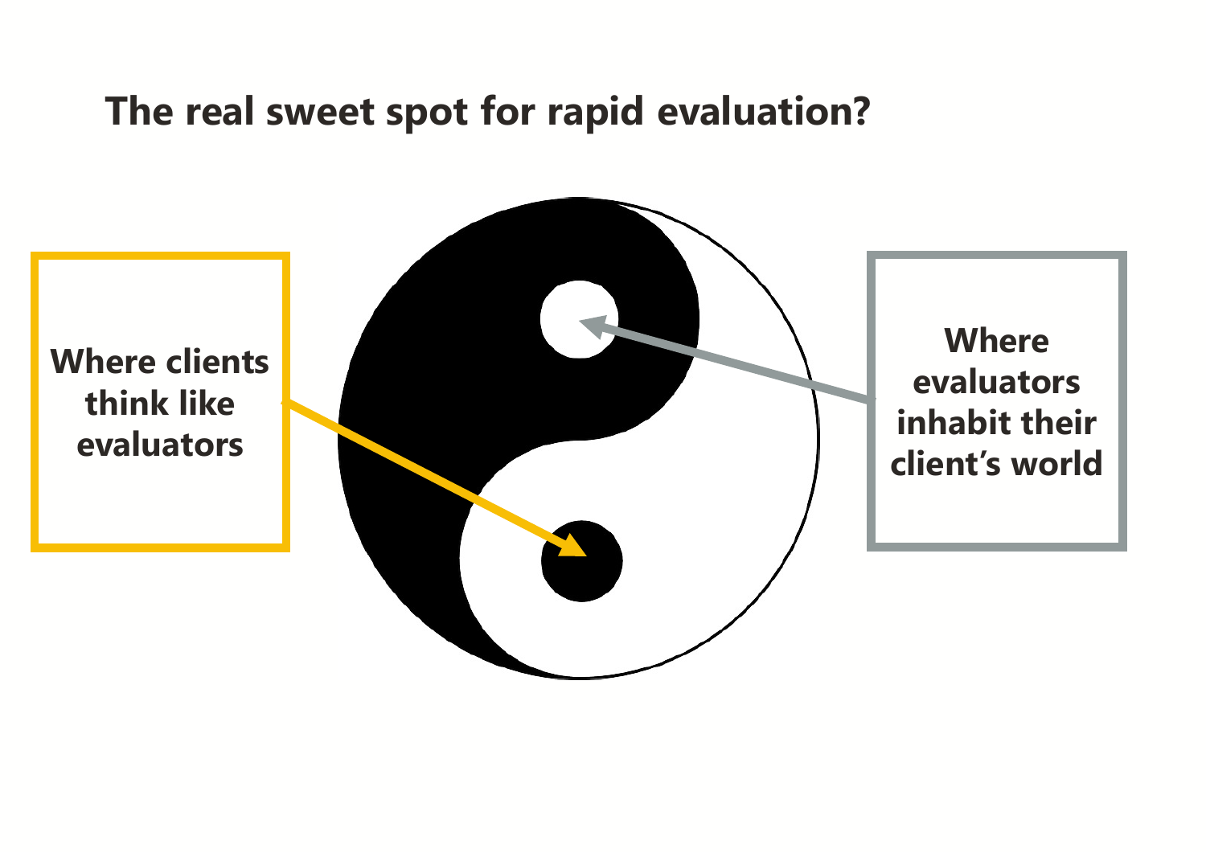# The real sweet spot for rapid evaluation?

Where clients think like evaluators

Where evaluators inhabit their client's world